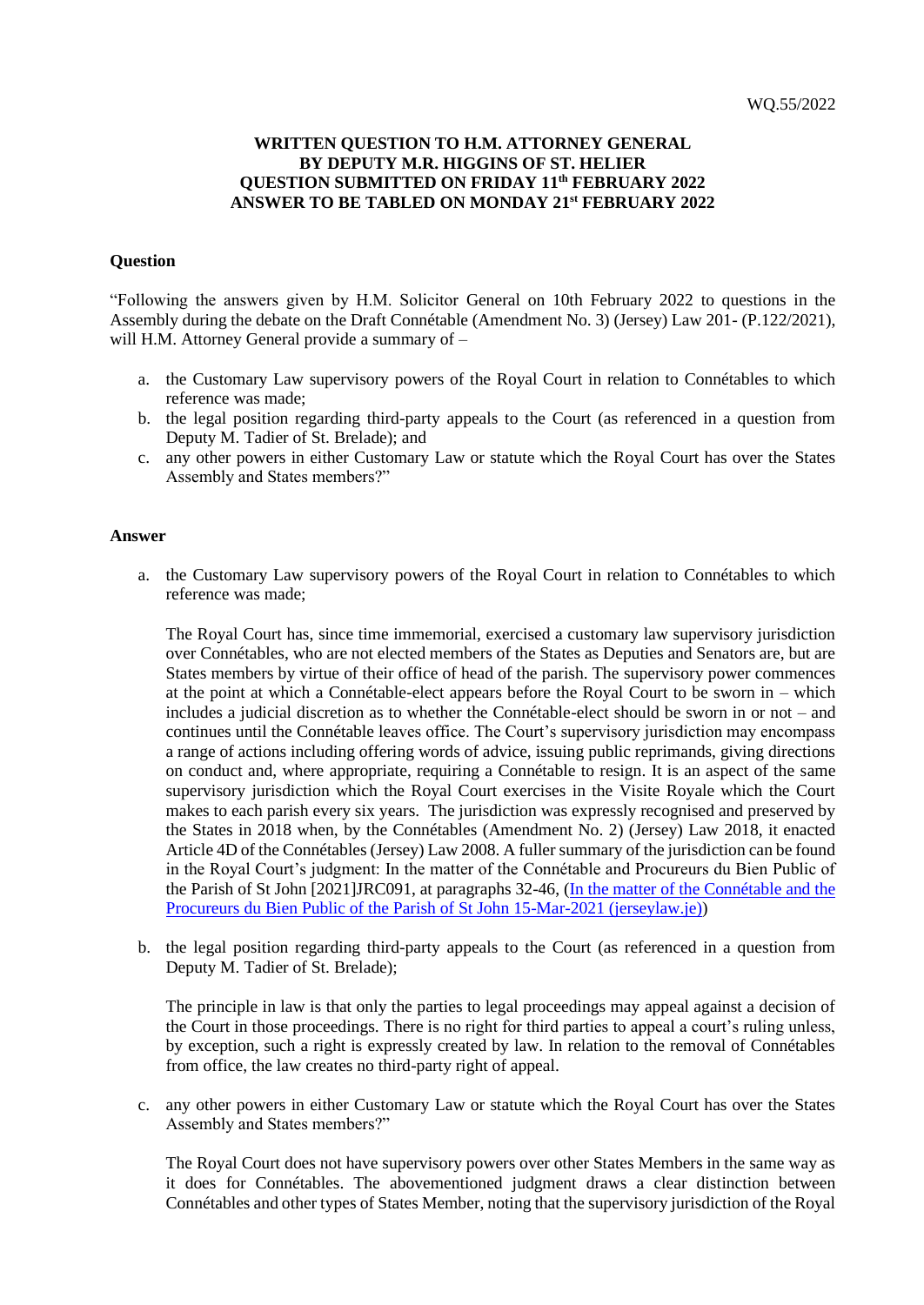WQ.55/2022

**WRITTEN QUESTION TO H.M. ATTORNEY GENERAL**
**BY DEPUTY M.R. HIGGINS OF ST. HELIER**
**QUESTION SUBMITTED ON FRIDAY 11th FEBRUARY 2022**
**ANSWER TO BE TABLED ON MONDAY 21st FEBRUARY 2022**

**Question**

"Following the answers given by H.M. Solicitor General on 10th February 2022 to questions in the Assembly during the debate on the Draft Connétable (Amendment No. 3) (Jersey) Law 201- (P.122/2021), will H.M. Attorney General provide a summary of –

a. the Customary Law supervisory powers of the Royal Court in relation to Connétables to which reference was made;
b. the legal position regarding third-party appeals to the Court (as referenced in a question from Deputy M. Tadier of St. Brelade); and
c. any other powers in either Customary Law or statute which the Royal Court has over the States Assembly and States members?"

**Answer**

a. the Customary Law supervisory powers of the Royal Court in relation to Connétables to which reference was made;

The Royal Court has, since time immemorial, exercised a customary law supervisory jurisdiction over Connétables, who are not elected members of the States as Deputies and Senators are, but are States members by virtue of their office of head of the parish. The supervisory power commences at the point at which a Connétable-elect appears before the Royal Court to be sworn in – which includes a judicial discretion as to whether the Connétable-elect should be sworn in or not – and continues until the Connétable leaves office. The Court's supervisory jurisdiction may encompass a range of actions including offering words of advice, issuing public reprimands, giving directions on conduct and, where appropriate, requiring a Connétable to resign. It is an aspect of the same supervisory jurisdiction which the Royal Court exercises in the Visite Royale which the Court makes to each parish every six years. The jurisdiction was expressly recognised and preserved by the States in 2018 when, by the Connétables (Amendment No. 2) (Jersey) Law 2018, it enacted Article 4D of the Connétables (Jersey) Law 2008. A fuller summary of the jurisdiction can be found in the Royal Court's judgment: In the matter of the Connétable and Procureurs du Bien Public of the Parish of St John [2021]JRC091, at paragraphs 32-46, ([In the matter of the Connétable and the Procureurs du Bien Public of the Parish of St John 15-Mar-2021 (jerseylaw.je)])

b. the legal position regarding third-party appeals to the Court (as referenced in a question from Deputy M. Tadier of St. Brelade);

The principle in law is that only the parties to legal proceedings may appeal against a decision of the Court in those proceedings. There is no right for third parties to appeal a court's ruling unless, by exception, such a right is expressly created by law. In relation to the removal of Connétables from office, the law creates no third-party right of appeal.

c. any other powers in either Customary Law or statute which the Royal Court has over the States Assembly and States members?"

The Royal Court does not have supervisory powers over other States Members in the same way as it does for Connétables. The abovementioned judgment draws a clear distinction between Connétables and other types of States Member, noting that the supervisory jurisdiction of the Royal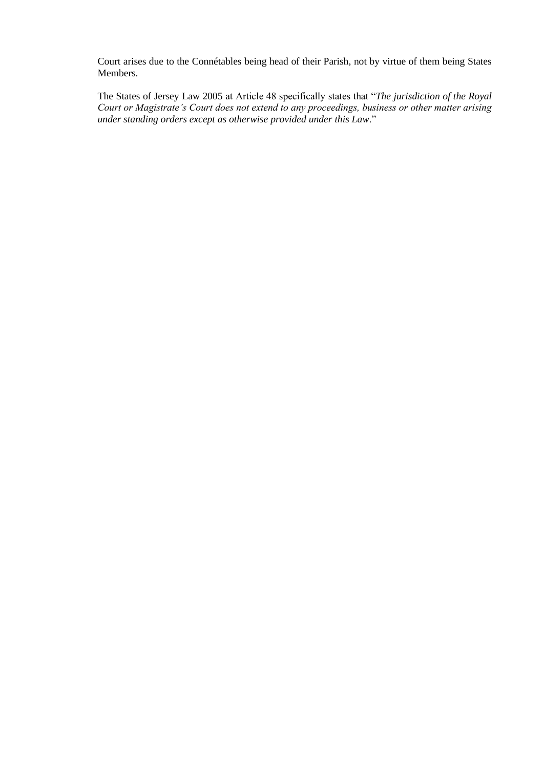Court arises due to the Connétables being head of their Parish, not by virtue of them being States Members.

The States of Jersey Law 2005 at Article 48 specifically states that "*The jurisdiction of the Royal Court or Magistrate's Court does not extend to any proceedings, business or other matter arising under standing orders except as otherwise provided under this Law*."